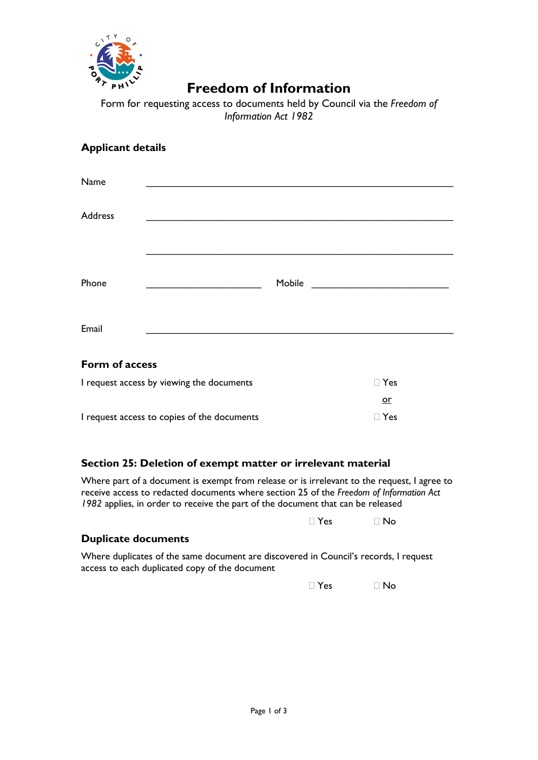# Freedom of Information

Form for requesting access to documents held by Council via the *Freedom of Information Act 1982*

## Applicant details

Name ____________________________________________________________

Address ____________________________________________________________

____________________________________________________________

Phone ______________________ Mobile ___________________________

Email ____________________________________________________________

## Form of access

I request access by viewing the documents ☐ Yes

or

I request access to copies of the documents ☐ Yes

## Section 25: Deletion of exempt matter or irrelevant material

Where part of a document is exempt from release or is irrelevant to the request, I agree to receive access to redacted documents where section 25 of the *Freedom of Information Act 1982* applies, in order to receive the part of the document that can be released

☐ Yes ☐ No

## Duplicate documents

Where duplicates of the same document are discovered in Council's records, I request access to each duplicated copy of the document

☐ Yes ☐ No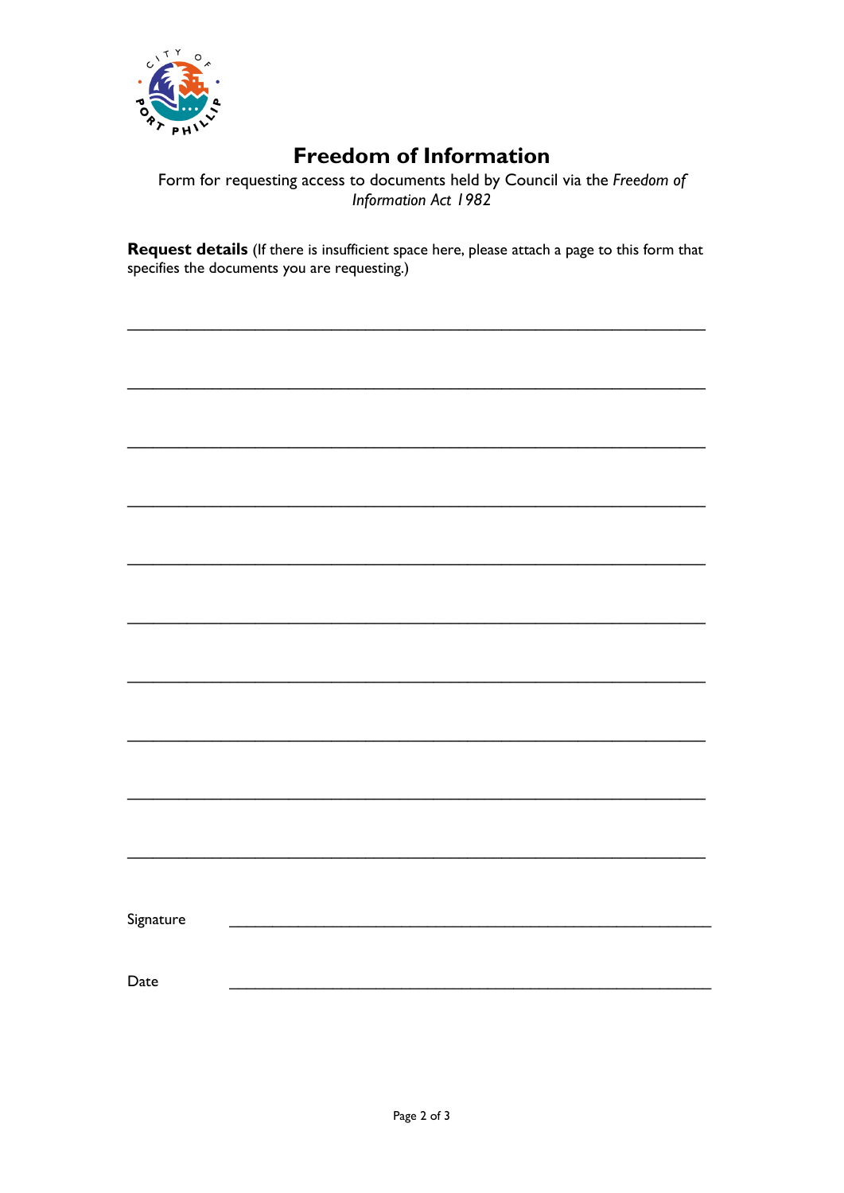# Freedom of Information

Form for requesting access to documents held by Council via the *Freedom of Information Act 1982*

**Request details** (If there is insufficient space here, please attach a page to this form that specifies the documents you are requesting.)

\_\_\_\_\_\_\_\_\_\_\_\_\_\_\_\_\_\_\_\_\_\_\_\_\_\_\_\_\_\_\_\_\_\_\_\_\_\_\_\_\_\_\_\_\_\_\_\_\_\_\_\_\_\_\_\_\_\_\_\_

\_\_\_\_\_\_\_\_\_\_\_\_\_\_\_\_\_\_\_\_\_\_\_\_\_\_\_\_\_\_\_\_\_\_\_\_\_\_\_\_\_\_\_\_\_\_\_\_\_\_\_\_\_\_\_\_\_\_\_\_

\_\_\_\_\_\_\_\_\_\_\_\_\_\_\_\_\_\_\_\_\_\_\_\_\_\_\_\_\_\_\_\_\_\_\_\_\_\_\_\_\_\_\_\_\_\_\_\_\_\_\_\_\_\_\_\_\_\_\_\_

\_\_\_\_\_\_\_\_\_\_\_\_\_\_\_\_\_\_\_\_\_\_\_\_\_\_\_\_\_\_\_\_\_\_\_\_\_\_\_\_\_\_\_\_\_\_\_\_\_\_\_\_\_\_\_\_\_\_\_\_

\_\_\_\_\_\_\_\_\_\_\_\_\_\_\_\_\_\_\_\_\_\_\_\_\_\_\_\_\_\_\_\_\_\_\_\_\_\_\_\_\_\_\_\_\_\_\_\_\_\_\_\_\_\_\_\_\_\_\_\_

\_\_\_\_\_\_\_\_\_\_\_\_\_\_\_\_\_\_\_\_\_\_\_\_\_\_\_\_\_\_\_\_\_\_\_\_\_\_\_\_\_\_\_\_\_\_\_\_\_\_\_\_\_\_\_\_\_\_\_\_

\_\_\_\_\_\_\_\_\_\_\_\_\_\_\_\_\_\_\_\_\_\_\_\_\_\_\_\_\_\_\_\_\_\_\_\_\_\_\_\_\_\_\_\_\_\_\_\_\_\_\_\_\_\_\_\_\_\_\_\_

\_\_\_\_\_\_\_\_\_\_\_\_\_\_\_\_\_\_\_\_\_\_\_\_\_\_\_\_\_\_\_\_\_\_\_\_\_\_\_\_\_\_\_\_\_\_\_\_\_\_\_\_\_\_\_\_\_\_\_\_

\_\_\_\_\_\_\_\_\_\_\_\_\_\_\_\_\_\_\_\_\_\_\_\_\_\_\_\_\_\_\_\_\_\_\_\_\_\_\_\_\_\_\_\_\_\_\_\_\_\_\_\_\_\_\_\_\_\_\_\_

\_\_\_\_\_\_\_\_\_\_\_\_\_\_\_\_\_\_\_\_\_\_\_\_\_\_\_\_\_\_\_\_\_\_\_\_\_\_\_\_\_\_\_\_\_\_\_\_\_\_\_\_\_\_\_\_\_\_\_\_

Signature \_\_\_\_\_\_\_\_\_\_\_\_\_\_\_\_\_\_\_\_\_\_\_\_\_\_\_\_\_\_\_\_\_\_\_\_\_\_\_\_\_\_\_\_\_\_\_\_

Date \_\_\_\_\_\_\_\_\_\_\_\_\_\_\_\_\_\_\_\_\_\_\_\_\_\_\_\_\_\_\_\_\_\_\_\_\_\_\_\_\_\_\_\_\_\_\_\_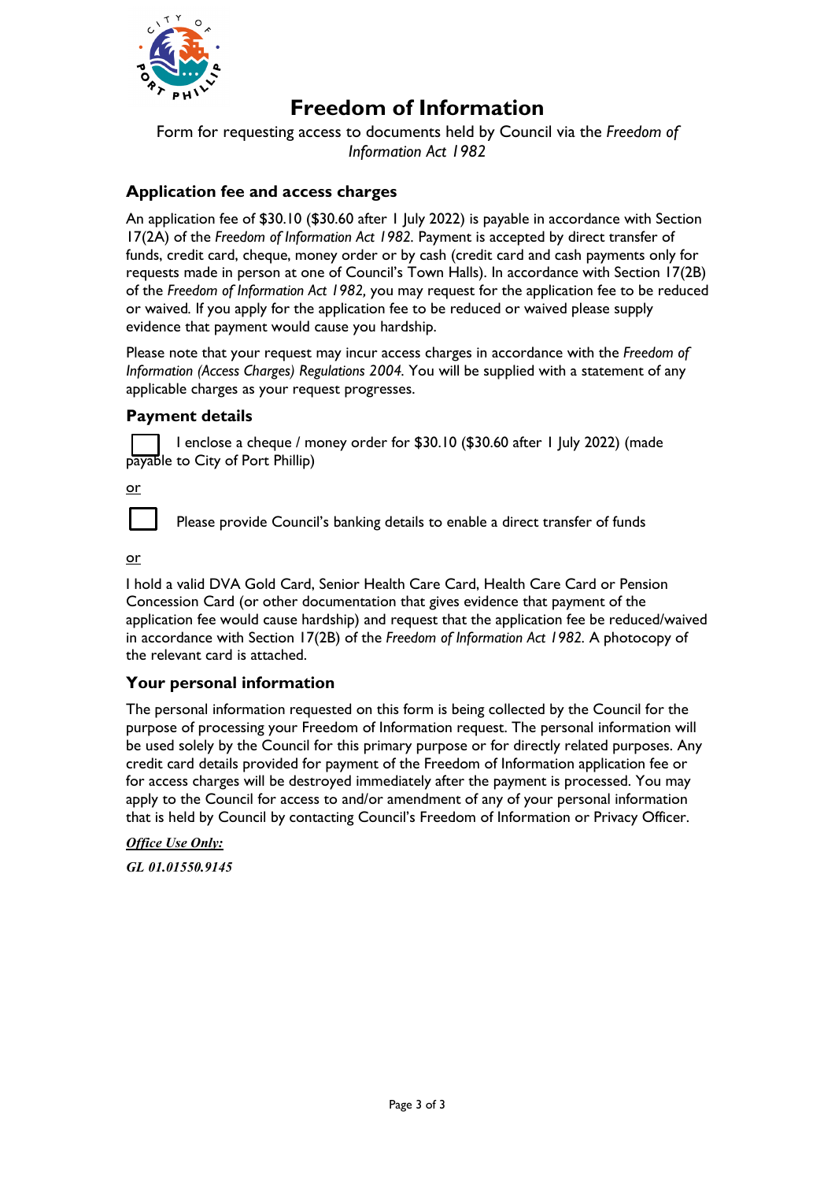# Freedom of Information

Form for requesting access to documents held by Council via the *Freedom of Information Act 1982*

## Application fee and access charges

An application fee of $30.10 ($30.60 after 1 July 2022) is payable in accordance with Section 17(2A) of the *Freedom of Information Act 1982*. Payment is accepted by direct transfer of funds, credit card, cheque, money order or by cash (credit card and cash payments only for requests made in person at one of Council's Town Halls). In accordance with Section 17(2B) of the *Freedom of Information Act 1982*, you may request for the application fee to be reduced or waived. If you apply for the application fee to be reduced or waived please supply evidence that payment would cause you hardship.

Please note that your request may incur access charges in accordance with the *Freedom of Information (Access Charges) Regulations 2004*. You will be supplied with a statement of any applicable charges as your request progresses.

## Payment details

☐ I enclose a cheque / money order for $30.10 ($30.60 after 1 July 2022) (made payable to City of Port Phillip)

or

☐ Please provide Council's banking details to enable a direct transfer of funds

or

I hold a valid DVA Gold Card, Senior Health Care Card, Health Care Card or Pension Concession Card (or other documentation that gives evidence that payment of the application fee would cause hardship) and request that the application fee be reduced/waived in accordance with Section 17(2B) of the *Freedom of Information Act 1982*. A photocopy of the relevant card is attached.

## Your personal information

The personal information requested on this form is being collected by the Council for the purpose of processing your Freedom of Information request. The personal information will be used solely by the Council for this primary purpose or for directly related purposes. Any credit card details provided for payment of the Freedom of Information application fee or for access charges will be destroyed immediately after the payment is processed. You may apply to the Council for access to and/or amendment of any of your personal information that is held by Council by contacting Council's Freedom of Information or Privacy Officer.

***Office Use Only:***

***GL 01.01550.9145***